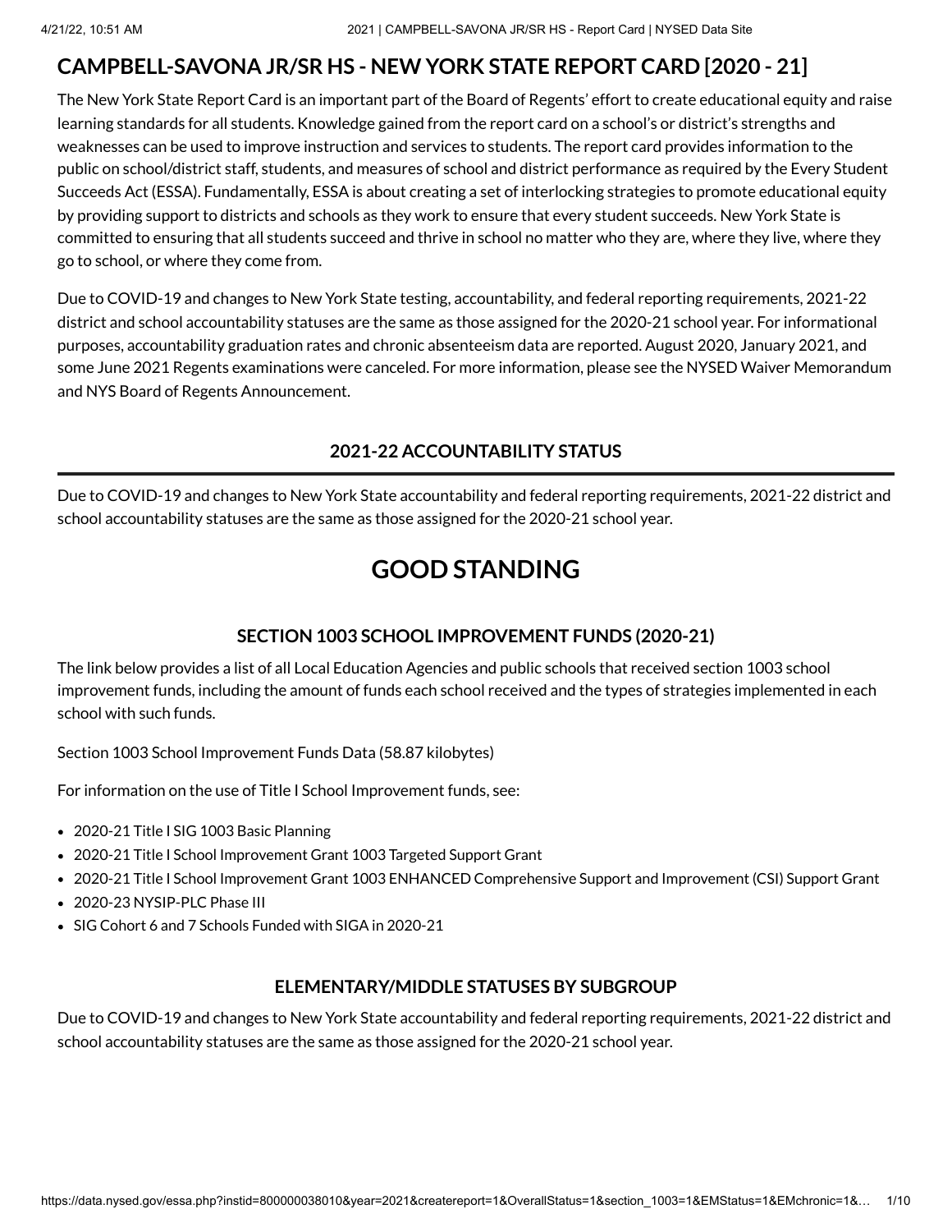# CAMPBELL-SAVONA JR/SR HS - NEW YORK STATE REPORT CARD [2020 - 21]

The New York State Report Card is an important part of the Board of Regents' effort to create educational equity and raise learning standards for all students. Knowledge gained from the report card on a school's or district's strengths and weaknesses can be used to improve instruction and services to students. The report card provides information to the public on school/district staff, students, and measures of school and district performance as required by the Every Student Succeeds Act (ESSA). Fundamentally, ESSA is about creating a set of interlocking strategies to promote educational equity by providing support to districts and schools as they work to ensure that every student succeeds. New York State is committed to ensuring that all students succeed and thrive in school no matter who they are, where they live, where they go to school, or where they come from.

Due to COVID-19 and changes to New York State testing, accountability, and federal reporting requirements, 2021-22 district and school accountability statuses are the same as those assigned for the 2020-21 school year. For informational purposes, accountability graduation rates and chronic absenteeism data are reported. August 2020, January 2021, and some June 2021 Regents examinations were canceled. For more information, please see the NYSED Waiver Memorandum and NYS Board of Regents Announcement.

### 2021-22 ACCOUNTABILITY STATUS

Due to COVID-19 and changes to New York State accountability and federal reporting requirements, 2021-22 district and school accountability statuses are the same as those assigned for the 2020-21 school year.

## GOOD STANDING

### SECTION 1003 SCHOOL IMPROVEMENT FUNDS (2020-21)

The link below provides a list of all Local Education Agencies and public schools that received section 1003 school improvement funds, including the amount of funds each school received and the types of strategies implemented in each school with such funds.

Section 1003 School Improvement Funds Data (58.87 kilobytes)

For information on the use of Title I School Improvement funds, see:

- 2020-21 Title I SIG 1003 Basic Planning
- 2020-21 Title I School Improvement Grant 1003 Targeted Support Grant
- 2020-21 Title I School Improvement Grant 1003 ENHANCED Comprehensive Support and Improvement (CSI) Support Grant
- 2020-23 NYSIP-PLC Phase III
- SIG Cohort 6 and 7 Schools Funded with SIGA in 2020-21

### ELEMENTARY/MIDDLE STATUSES BY SUBGROUP

Due to COVID-19 and changes to New York State accountability and federal reporting requirements, 2021-22 district and school accountability statuses are the same as those assigned for the 2020-21 school year.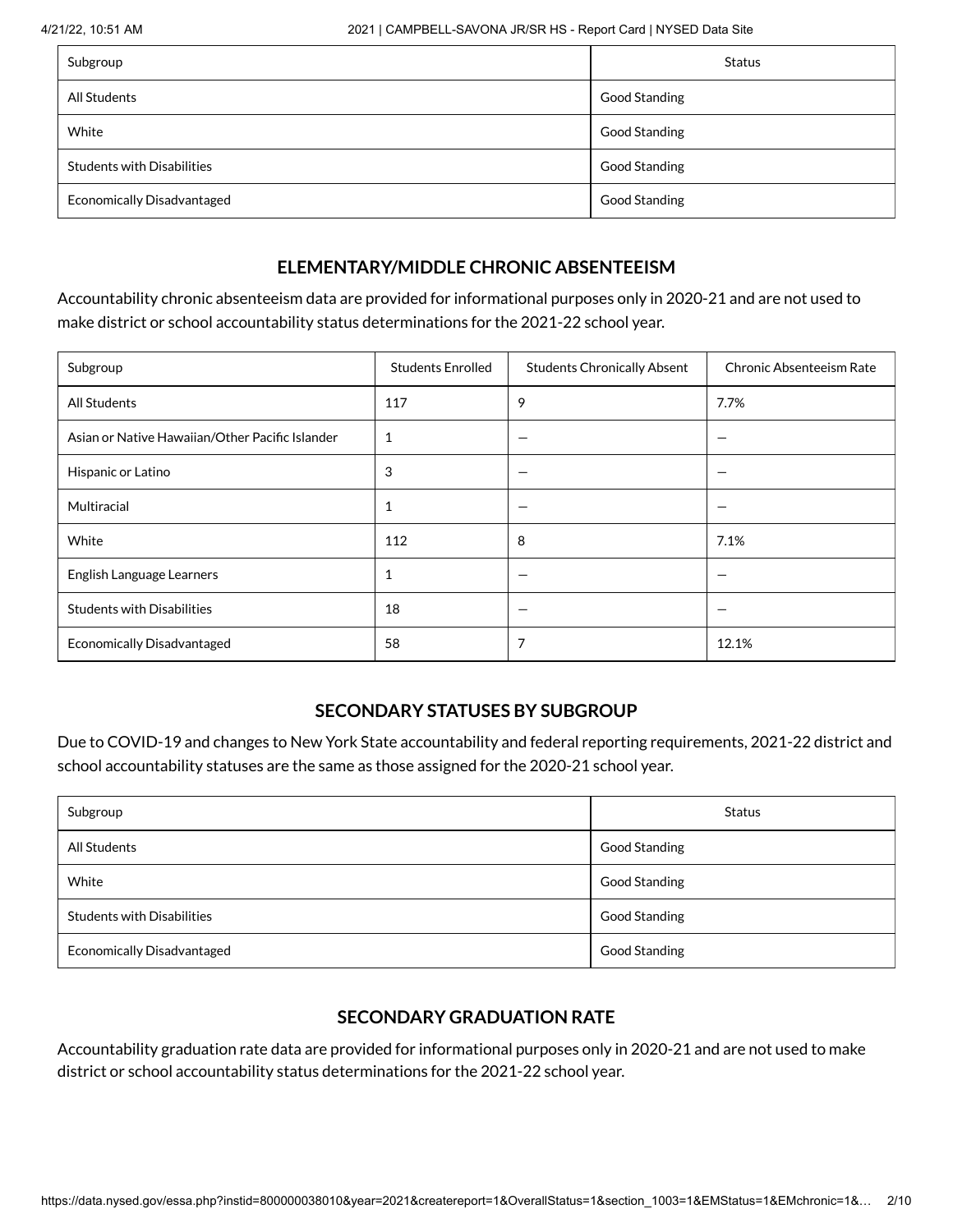| Subgroup | Status |
| --- | --- |
| All Students | Good Standing |
| White | Good Standing |
| Students with Disabilities | Good Standing |
| Economically Disadvantaged | Good Standing |

## ELEMENTARY/MIDDLE CHRONIC ABSENTEEISM

Accountability chronic absenteeism data are provided for informational purposes only in 2020-21 and are not used to make district or school accountability status determinations for the 2021-22 school year.

| Subgroup | Students Enrolled | Students Chronically Absent | Chronic Absenteeism Rate |
| --- | --- | --- | --- |
| All Students | 117 | 9 | 7.7% |
| Asian or Native Hawaiian/Other Pacific Islander | 1 | — | — |
| Hispanic or Latino | 3 | — | — |
| Multiracial | 1 | — | — |
| White | 112 | 8 | 7.1% |
| English Language Learners | 1 | — | — |
| Students with Disabilities | 18 | — | — |
| Economically Disadvantaged | 58 | 7 | 12.1% |

## SECONDARY STATUSES BY SUBGROUP

Due to COVID-19 and changes to New York State accountability and federal reporting requirements, 2021-22 district and school accountability statuses are the same as those assigned for the 2020-21 school year.

| Subgroup | Status |
| --- | --- |
| All Students | Good Standing |
| White | Good Standing |
| Students with Disabilities | Good Standing |
| Economically Disadvantaged | Good Standing |

## SECONDARY GRADUATION RATE

Accountability graduation rate data are provided for informational purposes only in 2020-21 and are not used to make district or school accountability status determinations for the 2021-22 school year.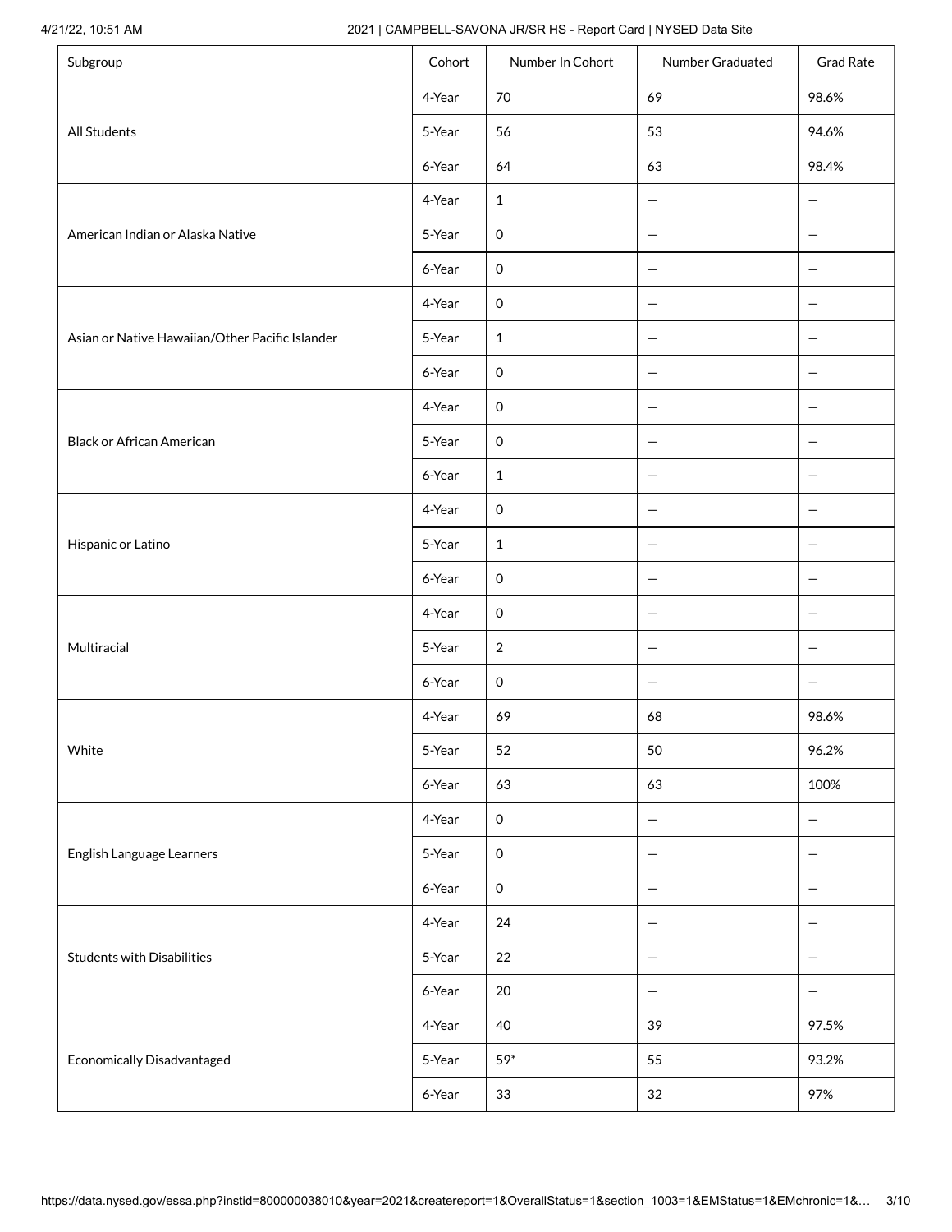| Subgroup | Cohort | Number In Cohort | Number Graduated | Grad Rate |
|---|---|---|---|---|
| All Students | 4-Year | 70 | 69 | 98.6% |
| | 5-Year | 56 | 53 | 94.6% |
| | 6-Year | 64 | 63 | 98.4% |
| American Indian or Alaska Native | 4-Year | 1 | — | — |
| | 5-Year | 0 | — | — |
| | 6-Year | 0 | — | — |
| Asian or Native Hawaiian/Other Pacific Islander | 4-Year | 0 | — | — |
| | 5-Year | 1 | — | — |
| | 6-Year | 0 | — | — |
| Black or African American | 4-Year | 0 | — | — |
| | 5-Year | 0 | — | — |
| | 6-Year | 1 | — | — |
| Hispanic or Latino | 4-Year | 0 | — | — |
| | 5-Year | 1 | — | — |
| | 6-Year | 0 | — | — |
| Multiracial | 4-Year | 0 | — | — |
| | 5-Year | 2 | — | — |
| | 6-Year | 0 | — | — |
| White | 4-Year | 69 | 68 | 98.6% |
| | 5-Year | 52 | 50 | 96.2% |
| | 6-Year | 63 | 63 | 100% |
| English Language Learners | 4-Year | 0 | — | — |
| | 5-Year | 0 | — | — |
| | 6-Year | 0 | — | — |
| Students with Disabilities | 4-Year | 24 | — | — |
| | 5-Year | 22 | — | — |
| | 6-Year | 20 | — | — |
| Economically Disadvantaged | 4-Year | 40 | 39 | 97.5% |
| | 5-Year | 59* | 55 | 93.2% |
| | 6-Year | 33 | 32 | 97% |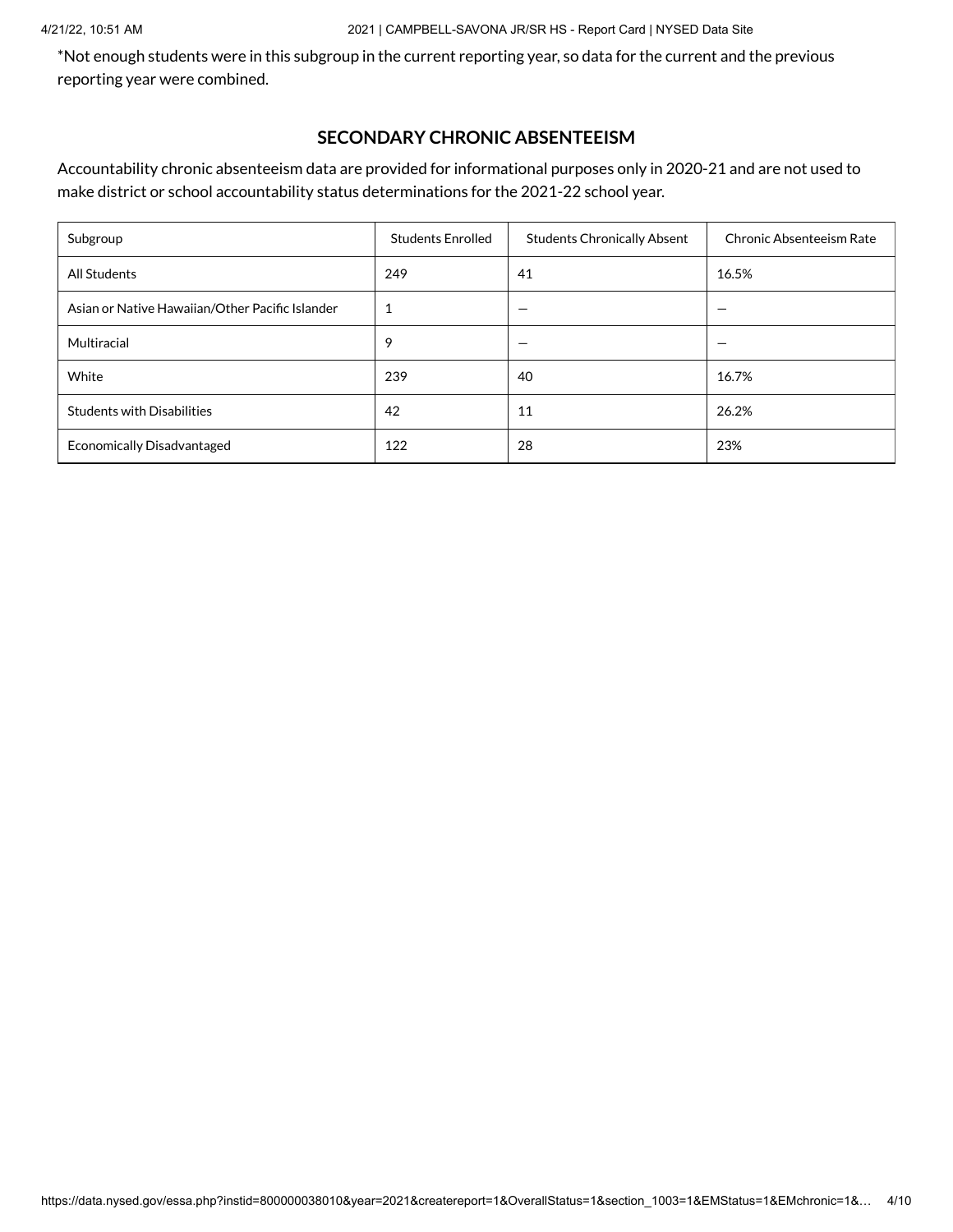*Not enough students were in this subgroup in the current reporting year, so data for the current and the previous reporting year were combined.

## SECONDARY CHRONIC ABSENTEEISM

Accountability chronic absenteeism data are provided for informational purposes only in 2020-21 and are not used to make district or school accountability status determinations for the 2021-22 school year.

| Subgroup | Students Enrolled | Students Chronically Absent | Chronic Absenteeism Rate |
| --- | --- | --- | --- |
| All Students | 249 | 41 | 16.5% |
| Asian or Native Hawaiian/Other Pacific Islander | 1 | — | — |
| Multiracial | 9 | — | — |
| White | 239 | 40 | 16.7% |
| Students with Disabilities | 42 | 11 | 26.2% |
| Economically Disadvantaged | 122 | 28 | 23% |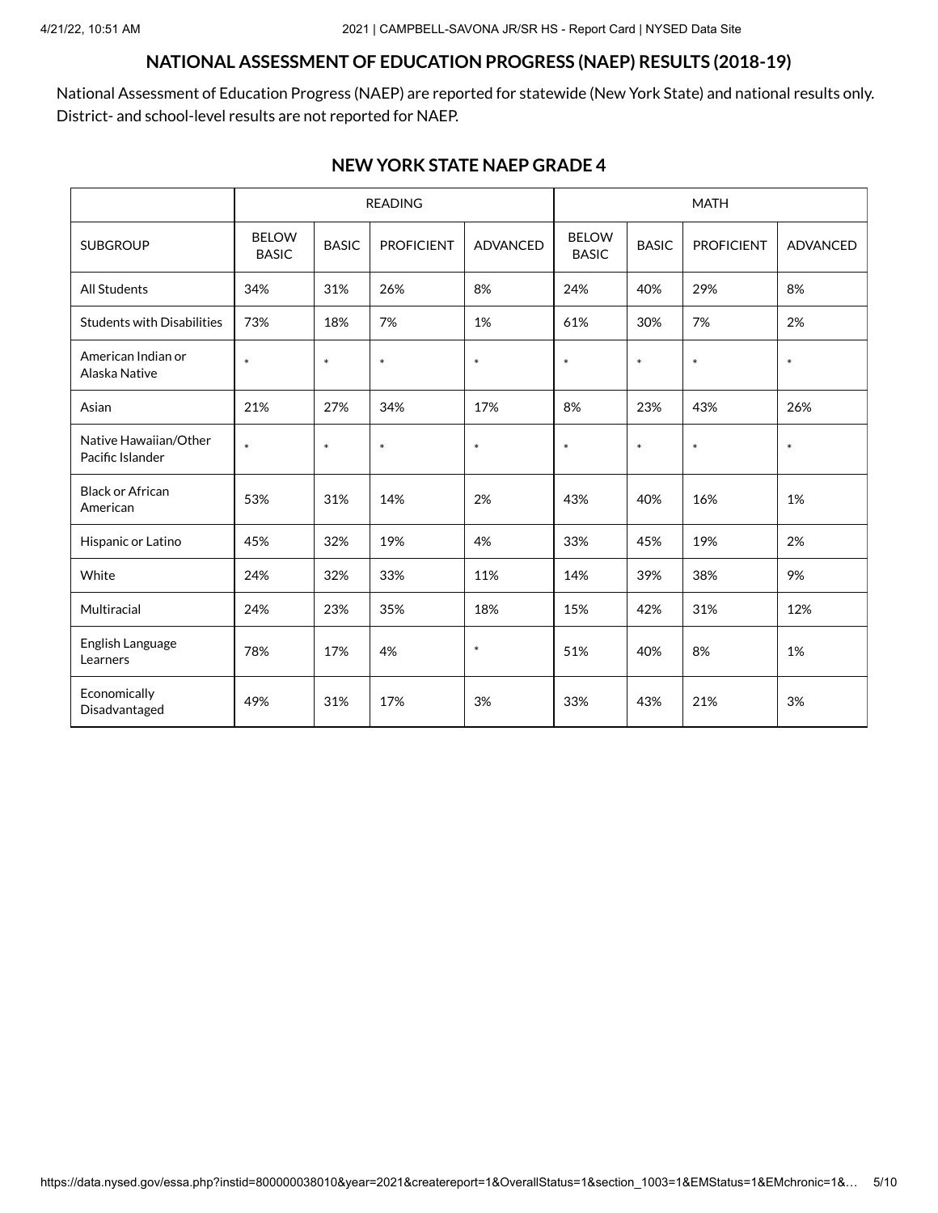## NATIONAL ASSESSMENT OF EDUCATION PROGRESS (NAEP) RESULTS (2018-19)

National Assessment of Education Progress (NAEP) are reported for statewide (New York State) and national results only. District- and school-level results are not reported for NAEP.

### NEW YORK STATE NAEP GRADE 4

| | READING | | | | MATH | | | |
|---|---|---|---|---|---|---|---|---|
| SUBGROUP | BELOW BASIC | BASIC | PROFICIENT | ADVANCED | BELOW BASIC | BASIC | PROFICIENT | ADVANCED |
| All Students | 34% | 31% | 26% | 8% | 24% | 40% | 29% | 8% |
| Students with Disabilities | 73% | 18% | 7% | 1% | 61% | 30% | 7% | 2% |
| American Indian or Alaska Native | * | * | * | * | * | * | * | * |
| Asian | 21% | 27% | 34% | 17% | 8% | 23% | 43% | 26% |
| Native Hawaiian/Other Pacific Islander | * | * | * | * | * | * | * | * |
| Black or African American | 53% | 31% | 14% | 2% | 43% | 40% | 16% | 1% |
| Hispanic or Latino | 45% | 32% | 19% | 4% | 33% | 45% | 19% | 2% |
| White | 24% | 32% | 33% | 11% | 14% | 39% | 38% | 9% |
| Multiracial | 24% | 23% | 35% | 18% | 15% | 42% | 31% | 12% |
| English Language Learners | 78% | 17% | 4% | * | 51% | 40% | 8% | 1% |
| Economically Disadvantaged | 49% | 31% | 17% | 3% | 33% | 43% | 21% | 3% |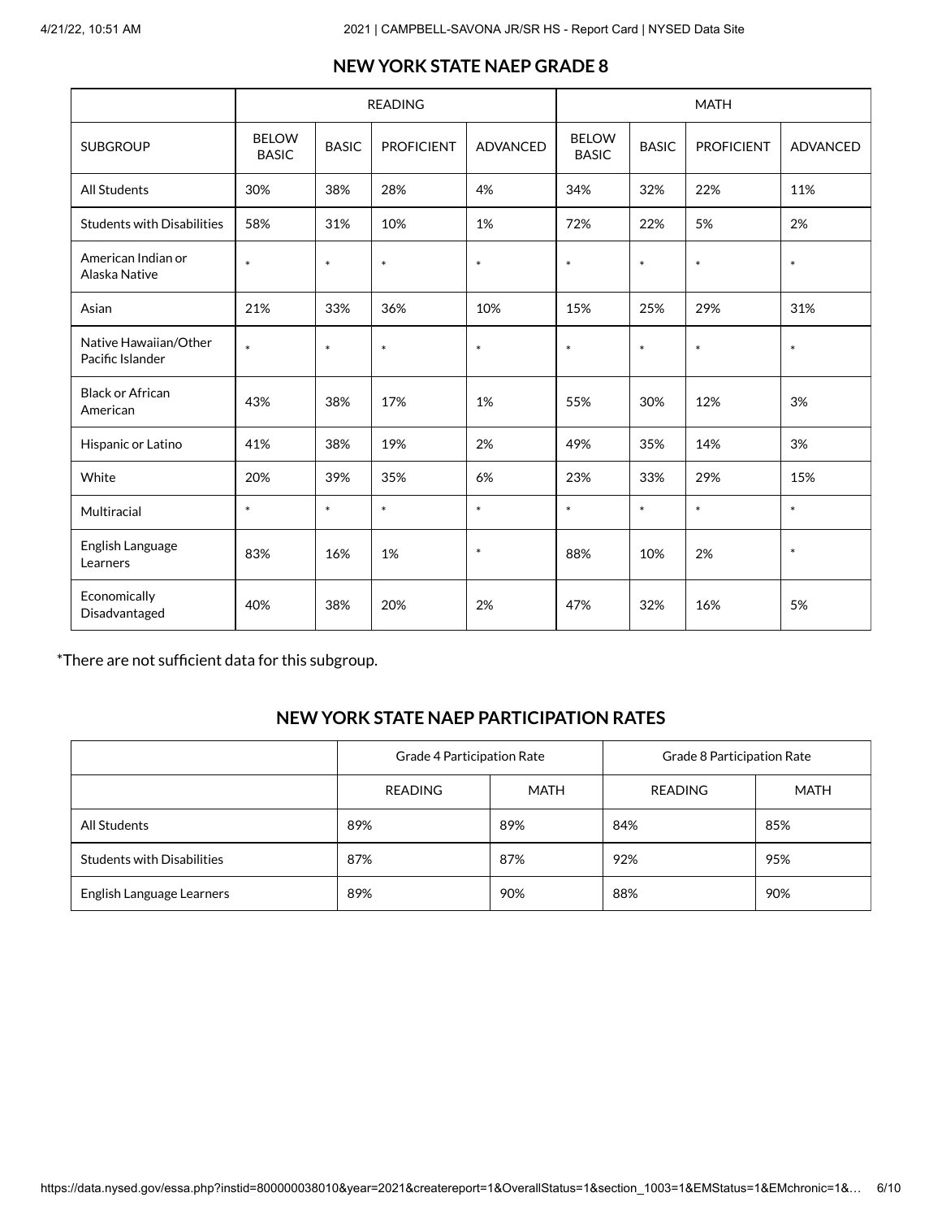## NEW YORK STATE NAEP GRADE 8

| | READING | | | | MATH | | | |
|---|---|---|---|---|---|---|---|---|
| SUBGROUP | BELOW BASIC | BASIC | PROFICIENT | ADVANCED | BELOW BASIC | BASIC | PROFICIENT | ADVANCED |
| All Students | 30% | 38% | 28% | 4% | 34% | 32% | 22% | 11% |
| Students with Disabilities | 58% | 31% | 10% | 1% | 72% | 22% | 5% | 2% |
| American Indian or Alaska Native | * | * | * | * | * | * | * | * |
| Asian | 21% | 33% | 36% | 10% | 15% | 25% | 29% | 31% |
| Native Hawaiian/Other Pacific Islander | * | * | * | * | * | * | * | * |
| Black or African American | 43% | 38% | 17% | 1% | 55% | 30% | 12% | 3% |
| Hispanic or Latino | 41% | 38% | 19% | 2% | 49% | 35% | 14% | 3% |
| White | 20% | 39% | 35% | 6% | 23% | 33% | 29% | 15% |
| Multiracial | * | * | * | * | * | * | * | * |
| English Language Learners | 83% | 16% | 1% | * | 88% | 10% | 2% | * |
| Economically Disadvantaged | 40% | 38% | 20% | 2% | 47% | 32% | 16% | 5% |

*There are not sufficient data for this subgroup.

## NEW YORK STATE NAEP PARTICIPATION RATES

| | Grade 4 Participation Rate | | Grade 8 Participation Rate | |
|---|---|---|---|---|
| | READING | MATH | READING | MATH |
| All Students | 89% | 89% | 84% | 85% |
| Students with Disabilities | 87% | 87% | 92% | 95% |
| English Language Learners | 89% | 90% | 88% | 90% |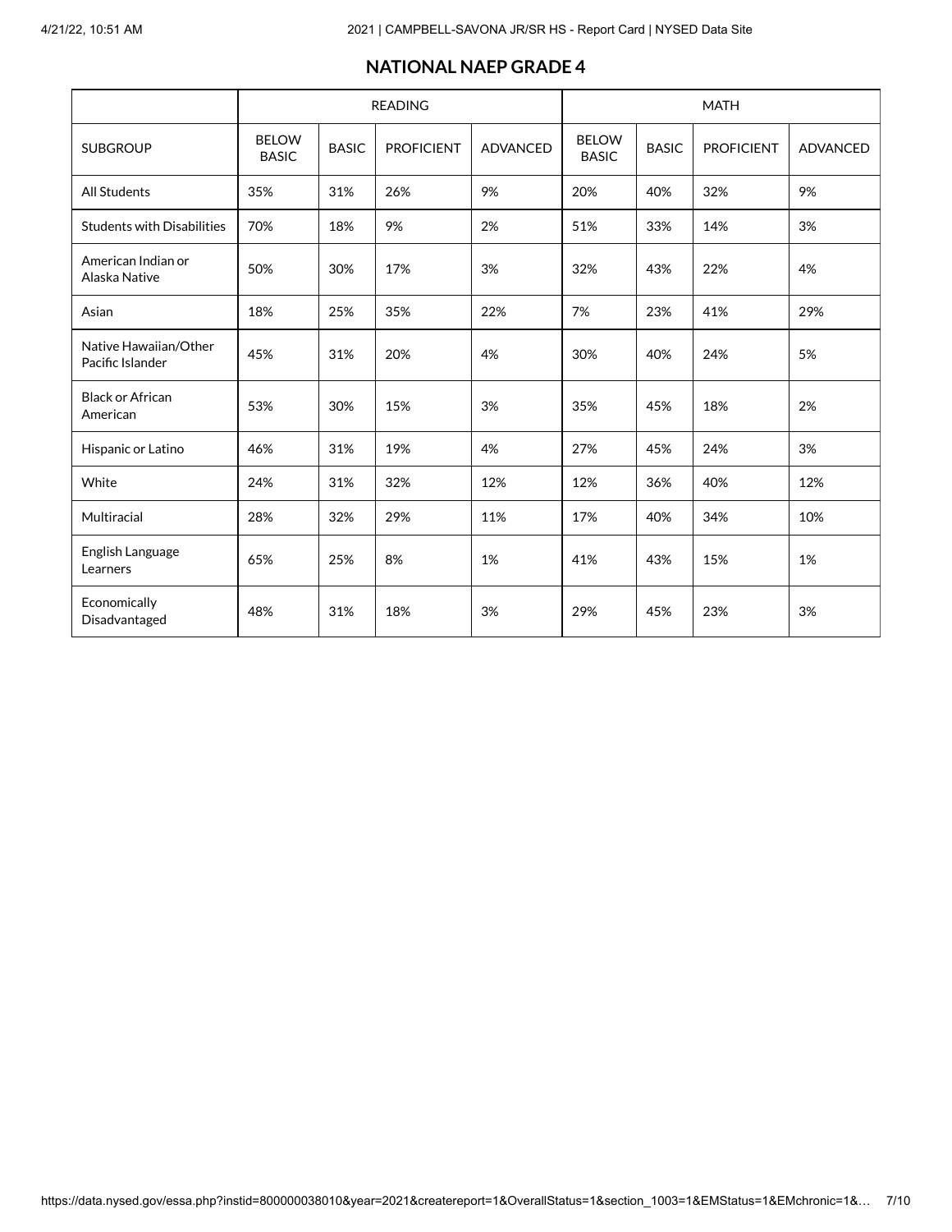## NATIONAL NAEP GRADE 4

| | READING | | | | MATH | | | |
|---|---|---|---|---|---|---|---|---|
| SUBGROUP | BELOW BASIC | BASIC | PROFICIENT | ADVANCED | BELOW BASIC | BASIC | PROFICIENT | ADVANCED |
| All Students | 35% | 31% | 26% | 9% | 20% | 40% | 32% | 9% |
| Students with Disabilities | 70% | 18% | 9% | 2% | 51% | 33% | 14% | 3% |
| American Indian or Alaska Native | 50% | 30% | 17% | 3% | 32% | 43% | 22% | 4% |
| Asian | 18% | 25% | 35% | 22% | 7% | 23% | 41% | 29% |
| Native Hawaiian/Other Pacific Islander | 45% | 31% | 20% | 4% | 30% | 40% | 24% | 5% |
| Black or African American | 53% | 30% | 15% | 3% | 35% | 45% | 18% | 2% |
| Hispanic or Latino | 46% | 31% | 19% | 4% | 27% | 45% | 24% | 3% |
| White | 24% | 31% | 32% | 12% | 12% | 36% | 40% | 12% |
| Multiracial | 28% | 32% | 29% | 11% | 17% | 40% | 34% | 10% |
| English Language Learners | 65% | 25% | 8% | 1% | 41% | 43% | 15% | 1% |
| Economically Disadvantaged | 48% | 31% | 18% | 3% | 29% | 45% | 23% | 3% |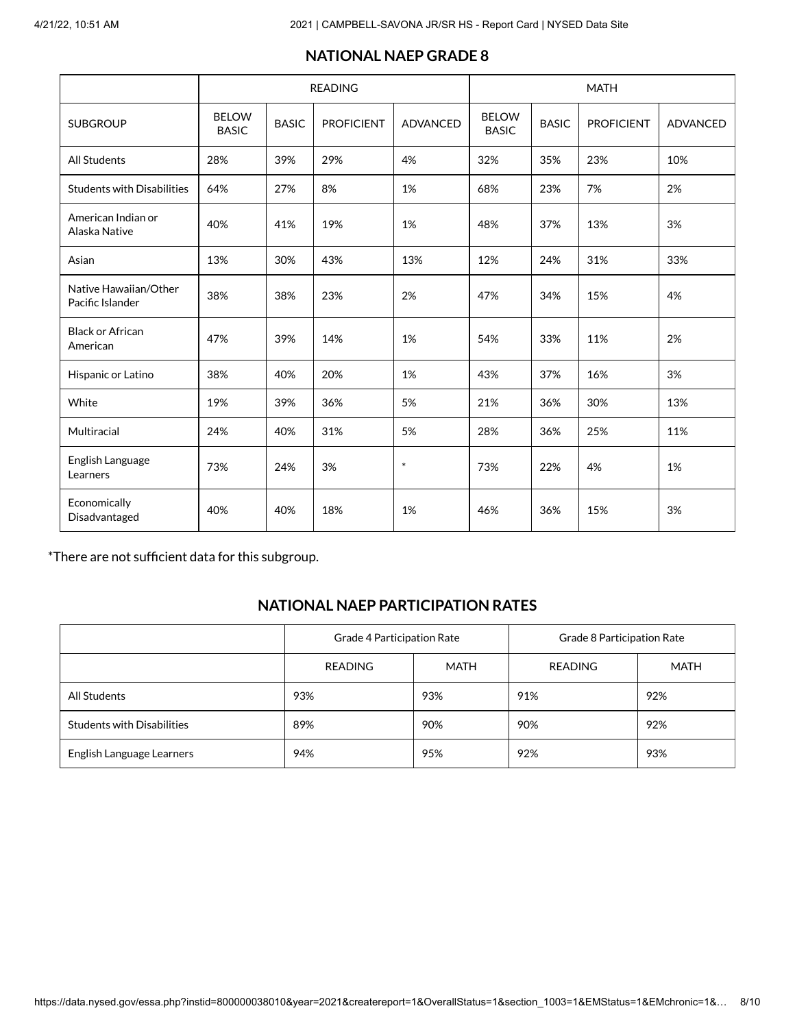## NATIONAL NAEP GRADE 8

| | READING | | | | MATH | | | |
|---|---|---|---|---|---|---|---|---|
| SUBGROUP | BELOW BASIC | BASIC | PROFICIENT | ADVANCED | BELOW BASIC | BASIC | PROFICIENT | ADVANCED |
| All Students | 28% | 39% | 29% | 4% | 32% | 35% | 23% | 10% |
| Students with Disabilities | 64% | 27% | 8% | 1% | 68% | 23% | 7% | 2% |
| American Indian or Alaska Native | 40% | 41% | 19% | 1% | 48% | 37% | 13% | 3% |
| Asian | 13% | 30% | 43% | 13% | 12% | 24% | 31% | 33% |
| Native Hawaiian/Other Pacific Islander | 38% | 38% | 23% | 2% | 47% | 34% | 15% | 4% |
| Black or African American | 47% | 39% | 14% | 1% | 54% | 33% | 11% | 2% |
| Hispanic or Latino | 38% | 40% | 20% | 1% | 43% | 37% | 16% | 3% |
| White | 19% | 39% | 36% | 5% | 21% | 36% | 30% | 13% |
| Multiracial | 24% | 40% | 31% | 5% | 28% | 36% | 25% | 11% |
| English Language Learners | 73% | 24% | 3% | * | 73% | 22% | 4% | 1% |
| Economically Disadvantaged | 40% | 40% | 18% | 1% | 46% | 36% | 15% | 3% |

*There are not sufficient data for this subgroup.

## NATIONAL NAEP PARTICIPATION RATES

| | Grade 4 Participation Rate | | Grade 8 Participation Rate | |
|---|---|---|---|---|
| | READING | MATH | READING | MATH |
| All Students | 93% | 93% | 91% | 92% |
| Students with Disabilities | 89% | 90% | 90% | 92% |
| English Language Learners | 94% | 95% | 92% | 93% |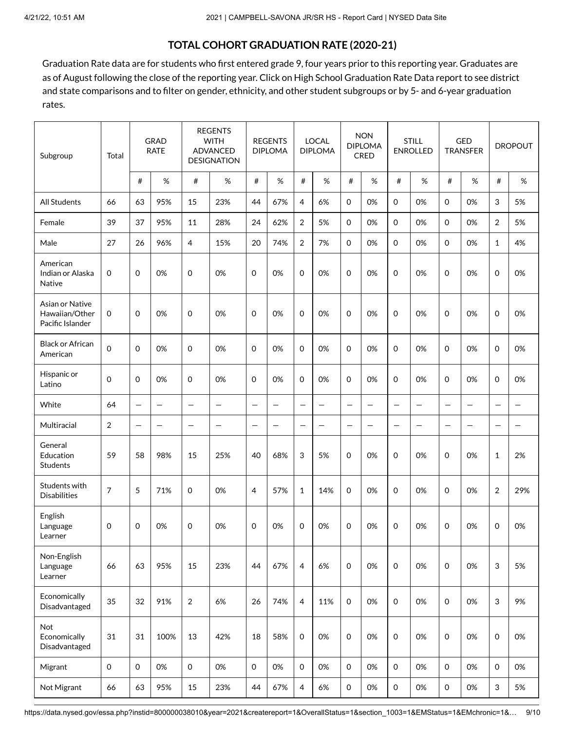## TOTAL COHORT GRADUATION RATE (2020-21)

Graduation Rate data are for students who first entered grade 9, four years prior to this reporting year. Graduates are as of August following the close of the reporting year. Click on High School Graduation Rate Data report to see district and state comparisons and to filter on gender, ethnicity, and other student subgroups or by 5- and 6-year graduation rates.

| Subgroup | Total | GRAD RATE | | REGENTS WITH ADVANCED DESIGNATION | | REGENTS DIPLOMA | | LOCAL DIPLOMA | | NON DIPLOMA CRED | | STILL ENROLLED | | GED TRANSFER | | DROPOUT | |
|---|---|---|---|---|---|---|---|---|---|---|---|---|---|---|---|---|---|
| | | # | % | # | % | # | % | # | % | # | % | # | % | # | % | # | % |
| All Students | 66 | 63 | 95% | 15 | 23% | 44 | 67% | 4 | 6% | 0 | 0% | 0 | 0% | 0 | 0% | 3 | 5% |
| Female | 39 | 37 | 95% | 11 | 28% | 24 | 62% | 2 | 5% | 0 | 0% | 0 | 0% | 0 | 0% | 2 | 5% |
| Male | 27 | 26 | 96% | 4 | 15% | 20 | 74% | 2 | 7% | 0 | 0% | 0 | 0% | 0 | 0% | 1 | 4% |
| American Indian or Alaska Native | 0 | 0 | 0% | 0 | 0% | 0 | 0% | 0 | 0% | 0 | 0% | 0 | 0% | 0 | 0% | 0 | 0% |
| Asian or Native Hawaiian/Other Pacific Islander | 0 | 0 | 0% | 0 | 0% | 0 | 0% | 0 | 0% | 0 | 0% | 0 | 0% | 0 | 0% | 0 | 0% |
| Black or African American | 0 | 0 | 0% | 0 | 0% | 0 | 0% | 0 | 0% | 0 | 0% | 0 | 0% | 0 | 0% | 0 | 0% |
| Hispanic or Latino | 0 | 0 | 0% | 0 | 0% | 0 | 0% | 0 | 0% | 0 | 0% | 0 | 0% | 0 | 0% | 0 | 0% |
| White | 64 | — | — | — | — | — | — | — | — | — | — | — | — | — | — | — | — |
| Multiracial | 2 | — | — | — | — | — | — | — | — | — | — | — | — | — | — | — | — |
| General Education Students | 59 | 58 | 98% | 15 | 25% | 40 | 68% | 3 | 5% | 0 | 0% | 0 | 0% | 0 | 0% | 1 | 2% |
| Students with Disabilities | 7 | 5 | 71% | 0 | 0% | 4 | 57% | 1 | 14% | 0 | 0% | 0 | 0% | 0 | 0% | 2 | 29% |
| English Language Learner | 0 | 0 | 0% | 0 | 0% | 0 | 0% | 0 | 0% | 0 | 0% | 0 | 0% | 0 | 0% | 0 | 0% |
| Non-English Language Learner | 66 | 63 | 95% | 15 | 23% | 44 | 67% | 4 | 6% | 0 | 0% | 0 | 0% | 0 | 0% | 3 | 5% |
| Economically Disadvantaged | 35 | 32 | 91% | 2 | 6% | 26 | 74% | 4 | 11% | 0 | 0% | 0 | 0% | 0 | 0% | 3 | 9% |
| Not Economically Disadvantaged | 31 | 31 | 100% | 13 | 42% | 18 | 58% | 0 | 0% | 0 | 0% | 0 | 0% | 0 | 0% | 0 | 0% |
| Migrant | 0 | 0 | 0% | 0 | 0% | 0 | 0% | 0 | 0% | 0 | 0% | 0 | 0% | 0 | 0% | 0 | 0% |
| Not Migrant | 66 | 63 | 95% | 15 | 23% | 44 | 67% | 4 | 6% | 0 | 0% | 0 | 0% | 0 | 0% | 3 | 5% |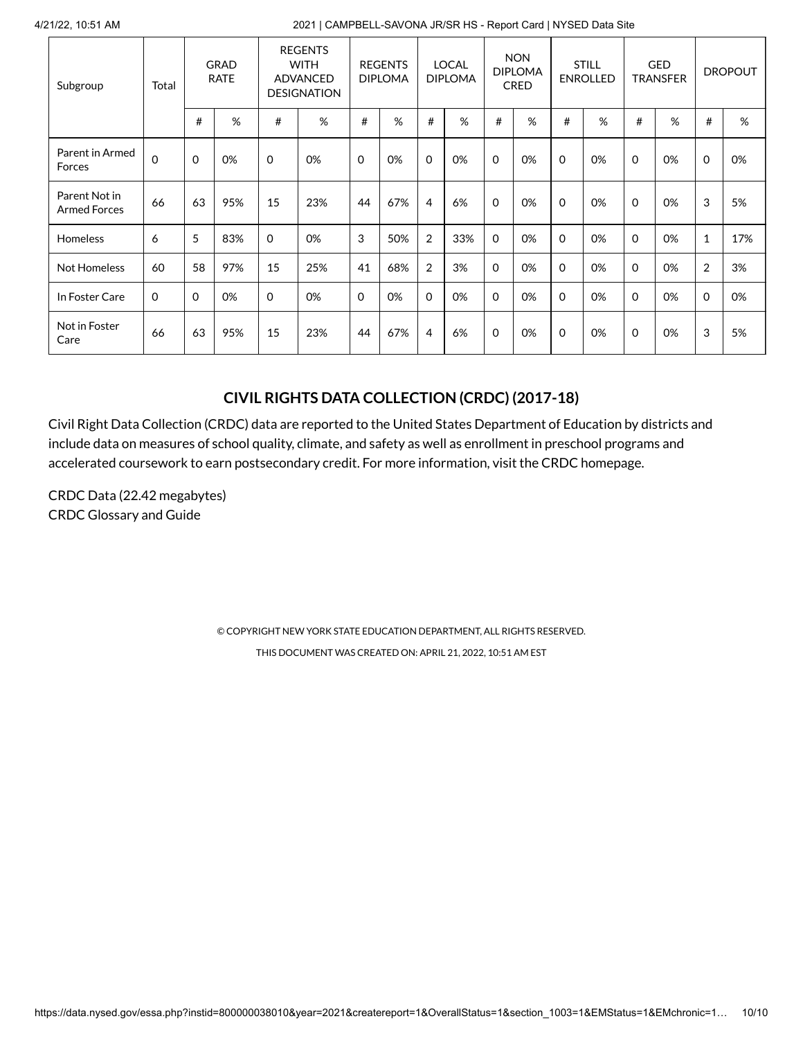| Subgroup | Total | GRAD RATE | | REGENTS WITH ADVANCED DESIGNATION | | REGENTS DIPLOMA | | LOCAL DIPLOMA | | NON DIPLOMA CRED | | STILL ENROLLED | | GED TRANSFER | | DROPOUT | |
|---|---|---|---|---|---|---|---|---|---|---|---|---|---|---|---|---|---|
| | | # | % | # | % | # | % | # | % | # | % | # | % | # | % | # | % |
| Parent in Armed Forces | 0 | 0 | 0% | 0 | 0% | 0 | 0% | 0 | 0% | 0 | 0% | 0 | 0% | 0 | 0% | 0 | 0% |
| Parent Not in Armed Forces | 66 | 63 | 95% | 15 | 23% | 44 | 67% | 4 | 6% | 0 | 0% | 0 | 0% | 0 | 0% | 3 | 5% |
| Homeless | 6 | 5 | 83% | 0 | 0% | 3 | 50% | 2 | 33% | 0 | 0% | 0 | 0% | 0 | 0% | 1 | 17% |
| Not Homeless | 60 | 58 | 97% | 15 | 25% | 41 | 68% | 2 | 3% | 0 | 0% | 0 | 0% | 0 | 0% | 2 | 3% |
| In Foster Care | 0 | 0 | 0% | 0 | 0% | 0 | 0% | 0 | 0% | 0 | 0% | 0 | 0% | 0 | 0% | 0 | 0% |
| Not in Foster Care | 66 | 63 | 95% | 15 | 23% | 44 | 67% | 4 | 6% | 0 | 0% | 0 | 0% | 0 | 0% | 3 | 5% |

## CIVIL RIGHTS DATA COLLECTION (CRDC) (2017-18)

Civil Right Data Collection (CRDC) data are reported to the United States Department of Education by districts and include data on measures of school quality, climate, and safety as well as enrollment in preschool programs and accelerated coursework to earn postsecondary credit. For more information, visit the CRDC homepage.

CRDC Data (22.42 megabytes)
CRDC Glossary and Guide

© COPYRIGHT NEW YORK STATE EDUCATION DEPARTMENT, ALL RIGHTS RESERVED.

THIS DOCUMENT WAS CREATED ON: APRIL 21, 2022, 10:51 AM EST